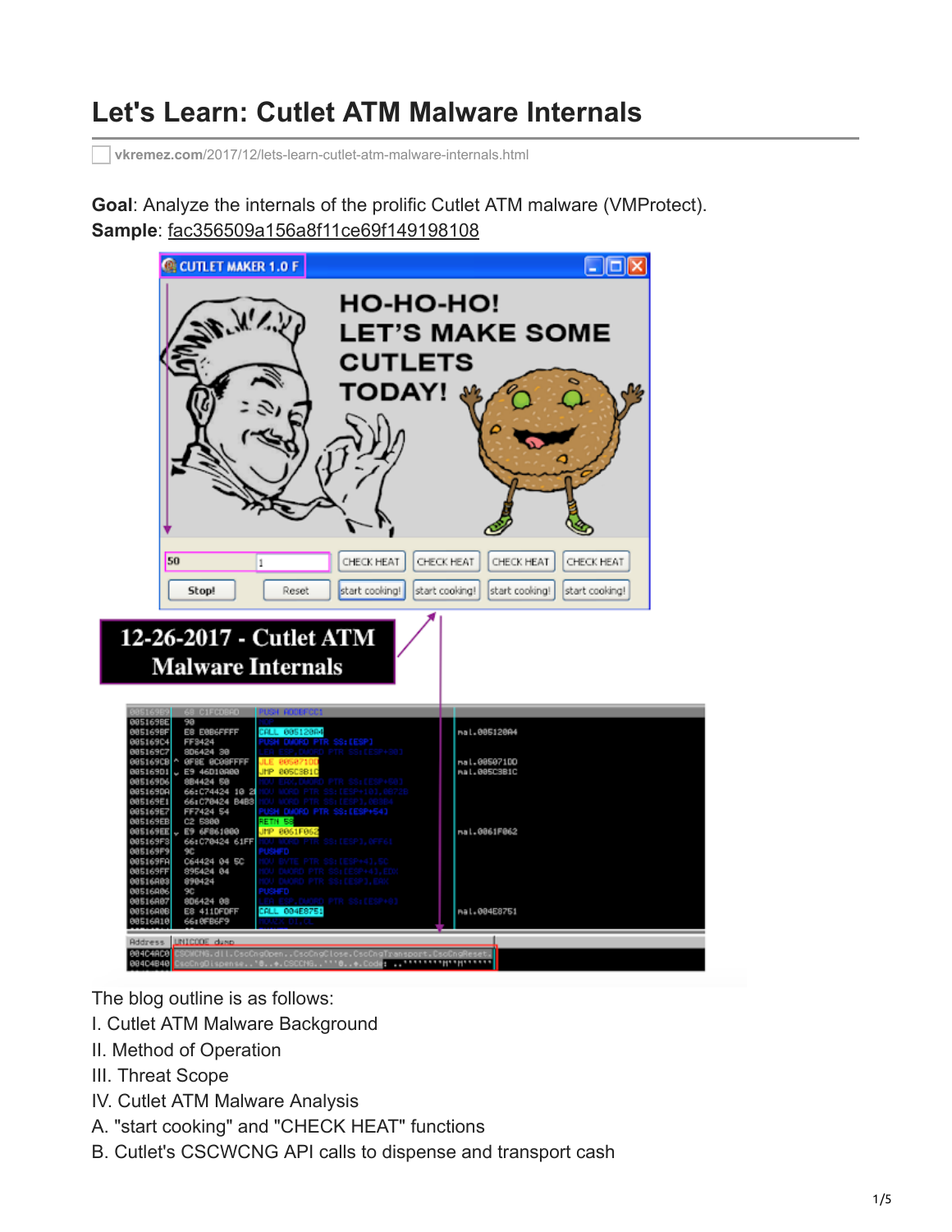# Let's Learn: Cutlet ATM Malware Internals

vkremez.com/2017/12/lets-learn-cutlet-atm-malware-internals.html

**Goal**: Analyze the internals of the prolific Cutlet ATM malware (VMProtect).
**Sample**: fac356509a156a8f11ce69f149198108

The blog outline is as follows:

I. Cutlet ATM Malware Background
II. Method of Operation
III. Threat Scope
IV. Cutlet ATM Malware Analysis
A. "start cooking" and "CHECK HEAT" functions
B. Cutlet's CSCWCNG API calls to dispense and transport cash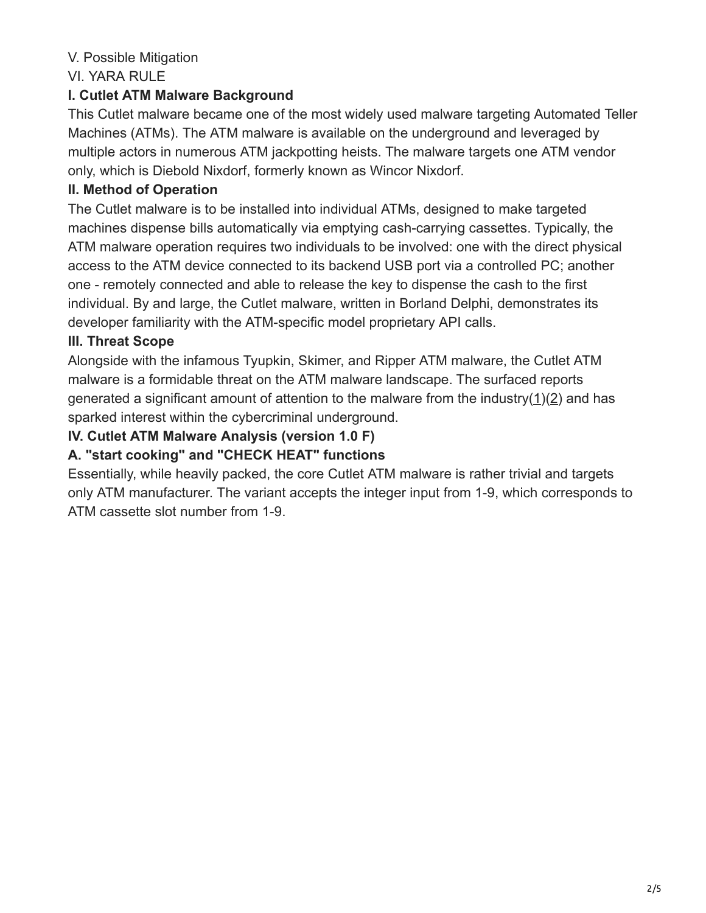V. Possible Mitigation

VI. YARA RULE

## I. Cutlet ATM Malware Background

This Cutlet malware became one of the most widely used malware targeting Automated Teller Machines (ATMs). The ATM malware is available on the underground and leveraged by multiple actors in numerous ATM jackpotting heists. The malware targets one ATM vendor only, which is Diebold Nixdorf, formerly known as Wincor Nixdorf.

## II. Method of Operation

The Cutlet malware is to be installed into individual ATMs, designed to make targeted machines dispense bills automatically via emptying cash-carrying cassettes. Typically, the ATM malware operation requires two individuals to be involved: one with the direct physical access to the ATM device connected to its backend USB port via a controlled PC; another one - remotely connected and able to release the key to dispense the cash to the first individual. By and large, the Cutlet malware, written in Borland Delphi, demonstrates its developer familiarity with the ATM-specific model proprietary API calls.

## III. Threat Scope

Alongside with the infamous Tyupkin, Skimer, and Ripper ATM malware, the Cutlet ATM malware is a formidable threat on the ATM malware landscape. The surfaced reports generated a significant amount of attention to the malware from the industry(1)(2) and has sparked interest within the cybercriminal underground.

## IV. Cutlet ATM Malware Analysis (version 1.0 F)

### A. "start cooking" and "CHECK HEAT" functions

Essentially, while heavily packed, the core Cutlet ATM malware is rather trivial and targets only ATM manufacturer. The variant accepts the integer input from 1-9, which corresponds to ATM cassette slot number from 1-9.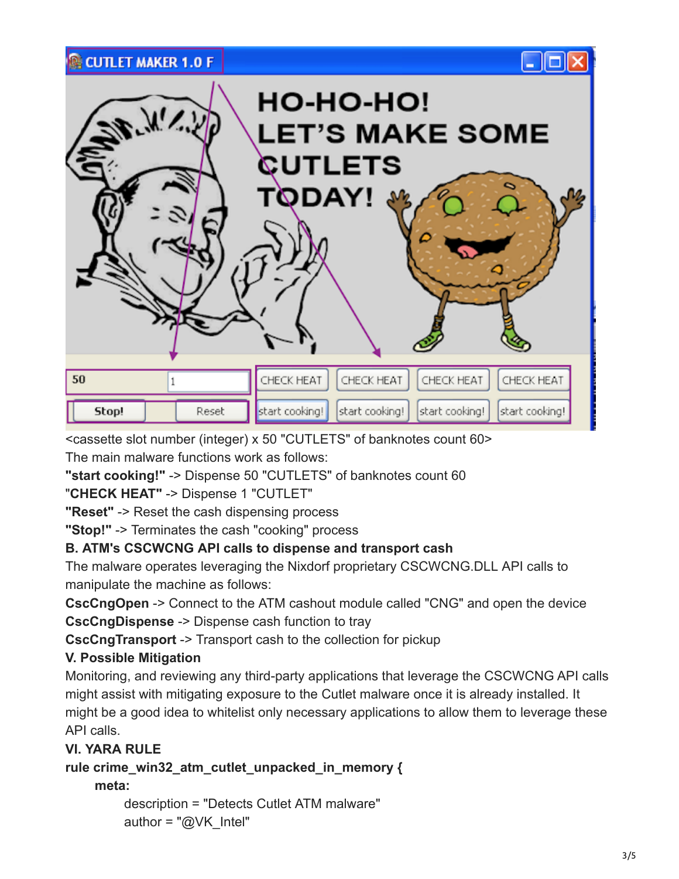<cassette slot number (integer) x 50 "CUTLETS" of banknotes count 60>

The main malware functions work as follows:

**"start cooking!"** -> Dispense 50 "CUTLETS" of banknotes count 60

"**CHECK HEAT"** -> Dispense 1 "CUTLET"

**"Reset"** -> Reset the cash dispensing process

**"Stop!"** -> Terminates the cash "cooking" process

**B. ATM's CSCWCNG API calls to dispense and transport cash**

The malware operates leveraging the Nixdorf proprietary CSCWCNG.DLL API calls to manipulate the machine as follows:

**CscCngOpen** -> Connect to the ATM cashout module called "CNG" and open the device

**CscCngDispense** -> Dispense cash function to tray

**CscCngTransport** -> Transport cash to the collection for pickup

**V. Possible Mitigation**

Monitoring, and reviewing any third-party applications that leverage the CSCWCNG API calls might assist with mitigating exposure to the Cutlet malware once it is already installed. It might be a good idea to whitelist only necessary applications to allow them to leverage these API calls.

**VI. YARA RULE**

```
rule crime_win32_atm_cutlet_unpacked_in_memory {
    meta:
        description = "Detects Cutlet ATM malware"
        author = "@VK_Intel"
```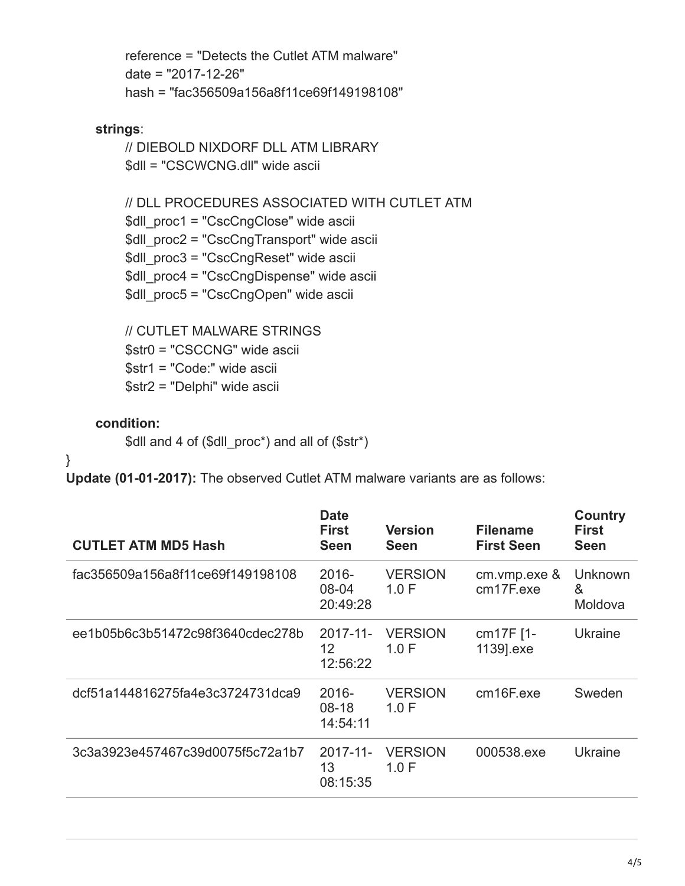```
        reference = "Detects the Cutlet ATM malware"
        date = "2017-12-26"
        hash = "fac356509a156a8f11ce69f149198108"

    strings:
        // DIEBOLD NIXDORF DLL ATM LIBRARY
        $dll = "CSCWCNG.dll" wide ascii

        // DLL PROCEDURES ASSOCIATED WITH CUTLET ATM
        $dll_proc1 = "CscCngClose" wide ascii
        $dll_proc2 = "CscCngTransport" wide ascii
        $dll_proc3 = "CscCngReset" wide ascii
        $dll_proc4 = "CscCngDispense" wide ascii
        $dll_proc5 = "CscCngOpen" wide ascii

        // CUTLET MALWARE STRINGS
        $str0 = "CSCCNG" wide ascii
        $str1 = "Code:" wide ascii
        $str2 = "Delphi" wide ascii

    condition:
        $dll and 4 of ($dll_proc*) and all of ($str*)
}
```

**Update (01-01-2017):** The observed Cutlet ATM malware variants are as follows:

| CUTLET ATM MD5 Hash | Date First Seen | Version Seen | Filename First Seen | Country First Seen |
|---|---|---|---|---|
| fac356509a156a8f11ce69f149198108 | 2016-08-04 20:49:28 | VERSION 1.0 F | cm.vmp.exe & cm17F.exe | Unknown & Moldova |
| ee1b05b6c3b51472c98f3640cdec278b | 2017-11-12 12:56:22 | VERSION 1.0 F | cm17F [1-1139].exe | Ukraine |
| dcf51a144816275fa4e3c3724731dca9 | 2016-08-18 14:54:11 | VERSION 1.0 F | cm16F.exe | Sweden |
| 3c3a3923e457467c39d0075f5c72a1b7 | 2017-11-13 08:15:35 | VERSION 1.0 F | 000538.exe | Ukraine |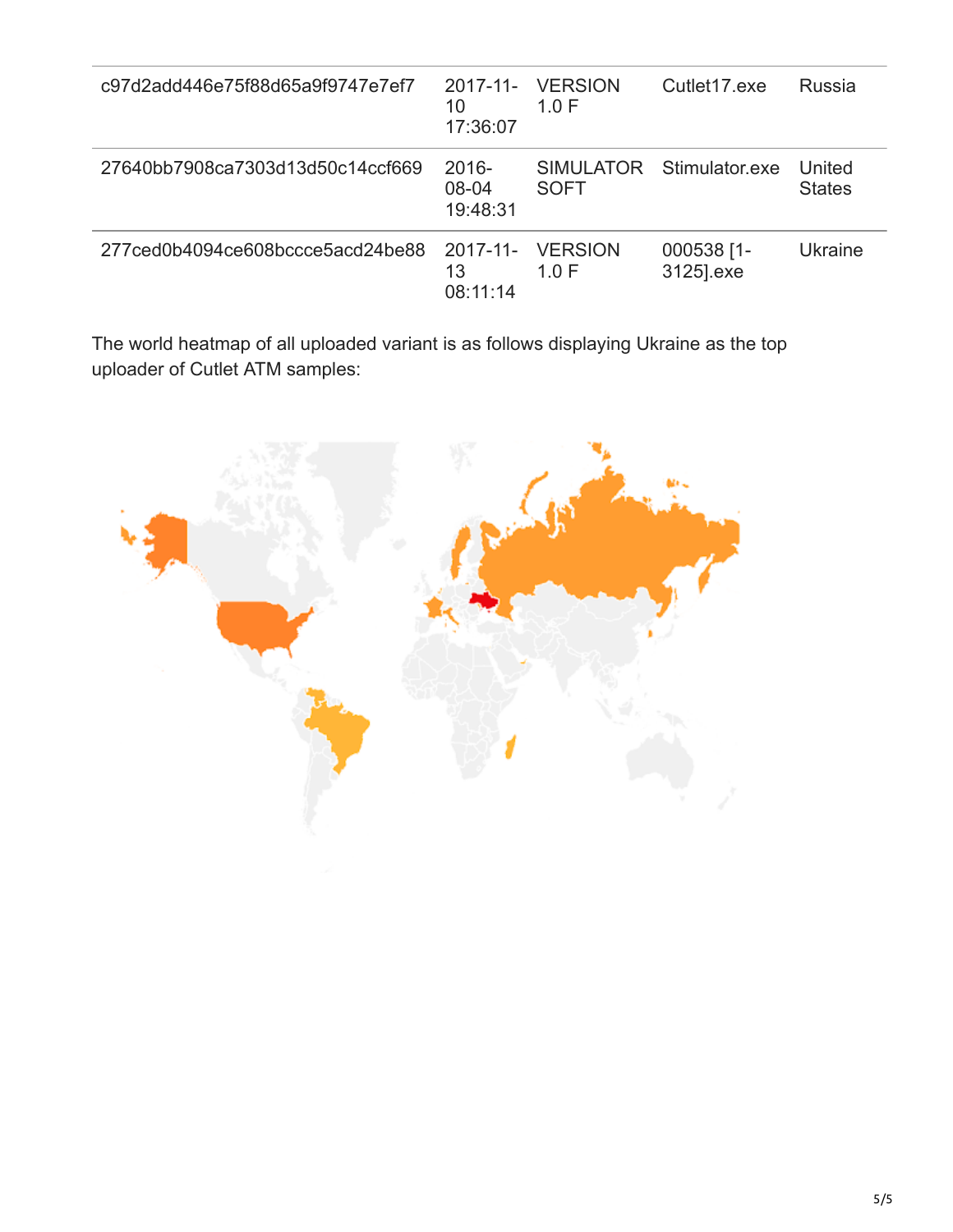| | | | | |
|---|---|---|---|---|
| c97d2add446e75f88d65a9f9747e7ef7 | 2017-11-10 17:36:07 | VERSION 1.0 F | Cutlet17.exe | Russia |
| 27640bb7908ca7303d13d50c14ccf669 | 2016-08-04 19:48:31 | SIMULATOR SOFT | Stimulator.exe | United States |
| 277ced0b4094ce608bccce5acd24be88 | 2017-11-13 08:11:14 | VERSION 1.0 F | 000538 [1-3125].exe | Ukraine |

The world heatmap of all uploaded variant is as follows displaying Ukraine as the top uploader of Cutlet ATM samples: